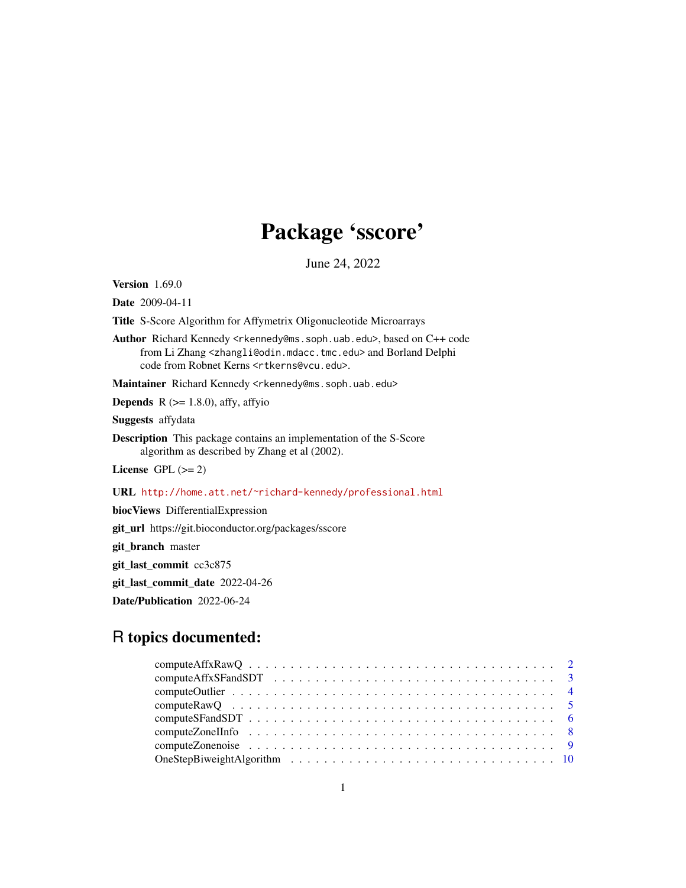# Package 'sscore'

June 24, 2022

**Version** 1.69.0

**Date** 2009-04-11

**Title** S-Score Algorithm for Affymetrix Oligonucleotide Microarrays

**Author** Richard Kennedy <rkennedy@ms.soph.uab.edu>, based on C++ code from Li Zhang <zhangli@odin.mdacc.tmc.edu> and Borland Delphi code from Robnet Kerns <rtkerns@vcu.edu>.

**Maintainer** Richard Kennedy <rkennedy@ms.soph.uab.edu>

**Depends** R (>= 1.8.0), affy, affyio

**Suggests** affydata

**Description** This package contains an implementation of the S-Score algorithm as described by Zhang et al (2002).

**License** GPL (>= 2)

**URL** http://home.att.net/~richard-kennedy/professional.html

**biocViews** DifferentialExpression

**git_url** https://git.bioconductor.org/packages/sscore

**git_branch** master

**git_last_commit** cc3c875

**git_last_commit_date** 2022-04-26

**Date/Publication** 2022-06-24

## R topics documented:

computeAffxRawQ . . . . . . . . . . . . . . . . . . . . . . . . . . . . . . . . . . . . 2
computeAffxSFandSDT . . . . . . . . . . . . . . . . . . . . . . . . . . . . . . . . . 3
computeOutlier . . . . . . . . . . . . . . . . . . . . . . . . . . . . . . . . . . . . . 4
computeRawQ . . . . . . . . . . . . . . . . . . . . . . . . . . . . . . . . . . . . . . 5
computeSFandSDT . . . . . . . . . . . . . . . . . . . . . . . . . . . . . . . . . . . . 6
computeZoneIInfo . . . . . . . . . . . . . . . . . . . . . . . . . . . . . . . . . . . . 8
computeZonenoise . . . . . . . . . . . . . . . . . . . . . . . . . . . . . . . . . . . . 9
OneStepBiweightAlgorithm . . . . . . . . . . . . . . . . . . . . . . . . . . . . . . . 10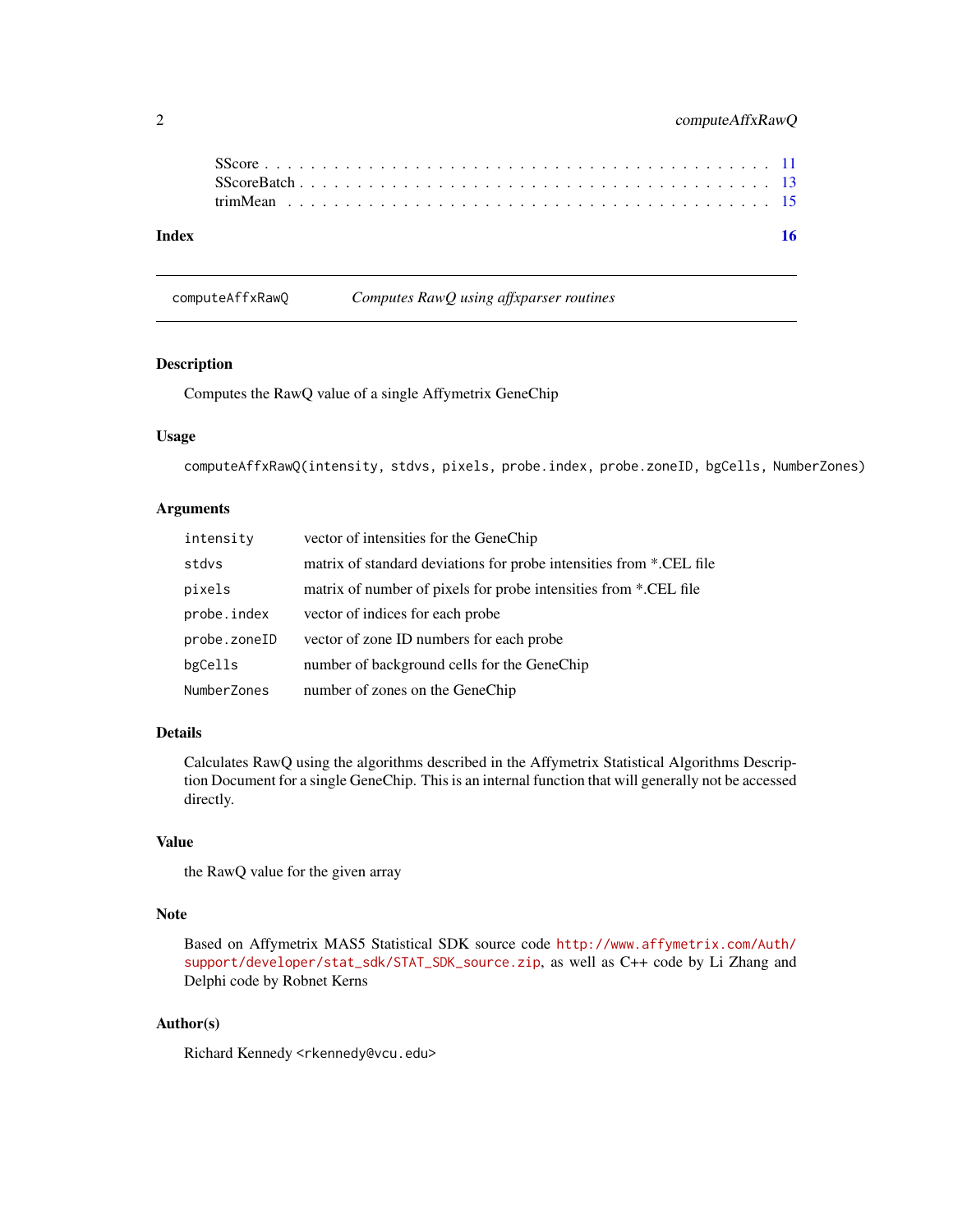SScore . . . . . . . . . . . . . . . . . . . . . . . . . . . . . . . . . . . . . . . . . . 11
SScoreBatch . . . . . . . . . . . . . . . . . . . . . . . . . . . . . . . . . . . . . . . 13
trimMean . . . . . . . . . . . . . . . . . . . . . . . . . . . . . . . . . . . . . . . . 15

**Index** **16**

---

`computeAffxRawQ` *Computes RawQ using affxparser routines*

---

### Description

Computes the RawQ value of a single Affymetrix GeneChip

### Usage

```
computeAffxRawQ(intensity, stdvs, pixels, probe.index, probe.zoneID, bgCells, NumberZones)
```

### Arguments

| | |
|---|---|
| `intensity` | vector of intensities for the GeneChip |
| `stdvs` | matrix of standard deviations for probe intensities from *.CEL file |
| `pixels` | matrix of number of pixels for probe intensities from *.CEL file |
| `probe.index` | vector of indices for each probe |
| `probe.zoneID` | vector of zone ID numbers for each probe |
| `bgCells` | number of background cells for the GeneChip |
| `NumberZones` | number of zones on the GeneChip |

### Details

Calculates RawQ using the algorithms described in the Affymetrix Statistical Algorithms Description Document for a single GeneChip. This is an internal function that will generally not be accessed directly.

### Value

the RawQ value for the given array

### Note

Based on Affymetrix MAS5 Statistical SDK source code http://www.affymetrix.com/Auth/support/developer/stat_sdk/STAT_SDK_source.zip, as well as C++ code by Li Zhang and Delphi code by Robnet Kerns

### Author(s)

Richard Kennedy <rkennedy@vcu.edu>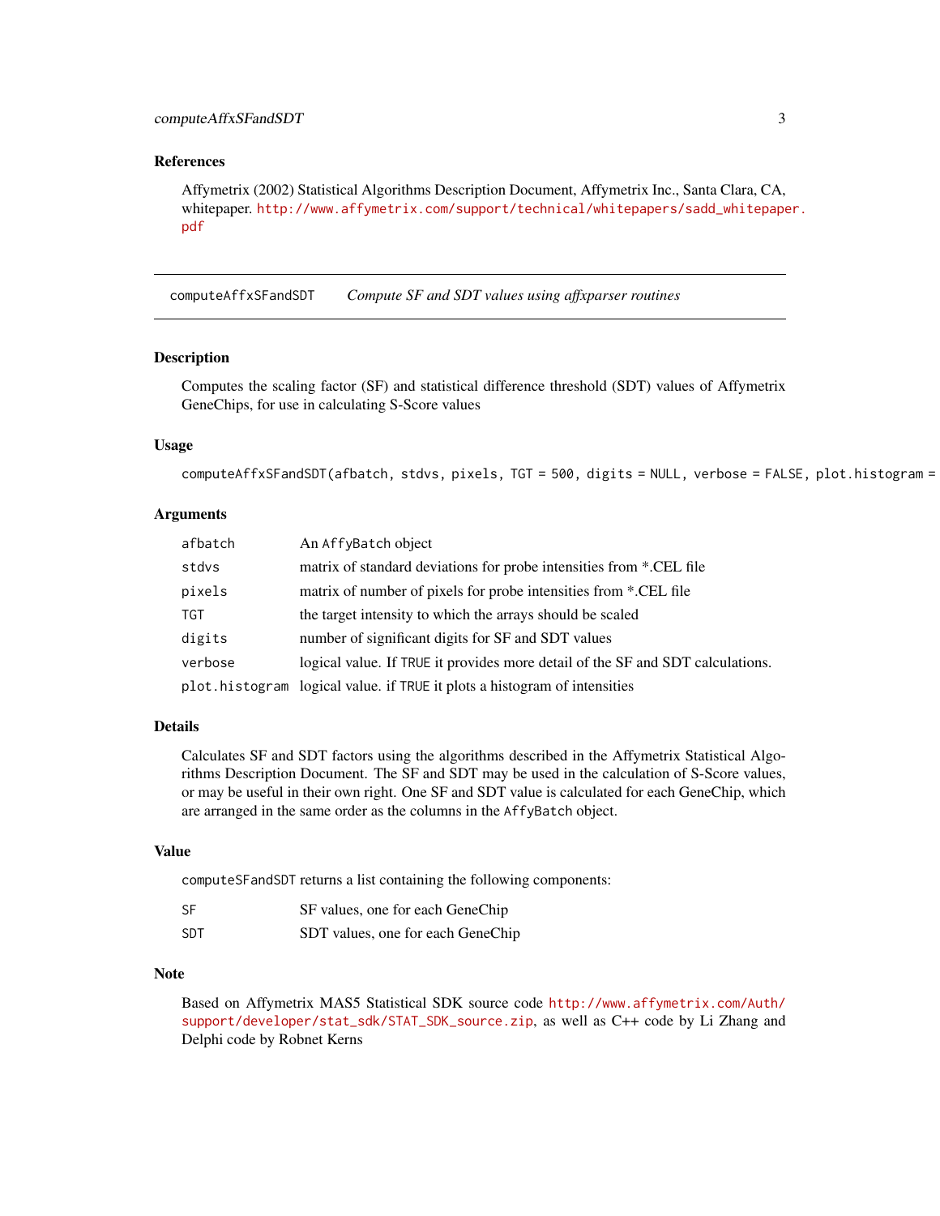## References

Affymetrix (2002) Statistical Algorithms Description Document, Affymetrix Inc., Santa Clara, CA, whitepaper. http://www.affymetrix.com/support/technical/whitepapers/sadd_whitepaper.pdf

---

computeAffxSFandSDT *Compute SF and SDT values using affxparser routines*

---

## Description

Computes the scaling factor (SF) and statistical difference threshold (SDT) values of Affymetrix GeneChips, for use in calculating S-Score values

## Usage

```
computeAffxSFandSDT(afbatch, stdvs, pixels, TGT = 500, digits = NULL, verbose = FALSE, plot.histogram =
```

## Arguments

| | |
|---|---|
| afbatch | An AffyBatch object |
| stdvs | matrix of standard deviations for probe intensities from *.CEL file |
| pixels | matrix of number of pixels for probe intensities from *.CEL file |
| TGT | the target intensity to which the arrays should be scaled |
| digits | number of significant digits for SF and SDT values |
| verbose | logical value. If TRUE it provides more detail of the SF and SDT calculations. |
| plot.histogram | logical value. if TRUE it plots a histogram of intensities |

## Details

Calculates SF and SDT factors using the algorithms described in the Affymetrix Statistical Algorithms Description Document. The SF and SDT may be used in the calculation of S-Score values, or may be useful in their own right. One SF and SDT value is calculated for each GeneChip, which are arranged in the same order as the columns in the AffyBatch object.

## Value

computeSFandSDT returns a list containing the following components:

| | |
|---|---|
| SF | SF values, one for each GeneChip |
| SDT | SDT values, one for each GeneChip |

## Note

Based on Affymetrix MAS5 Statistical SDK source code http://www.affymetrix.com/Auth/support/developer/stat_sdk/STAT_SDK_source.zip, as well as C++ code by Li Zhang and Delphi code by Robnet Kerns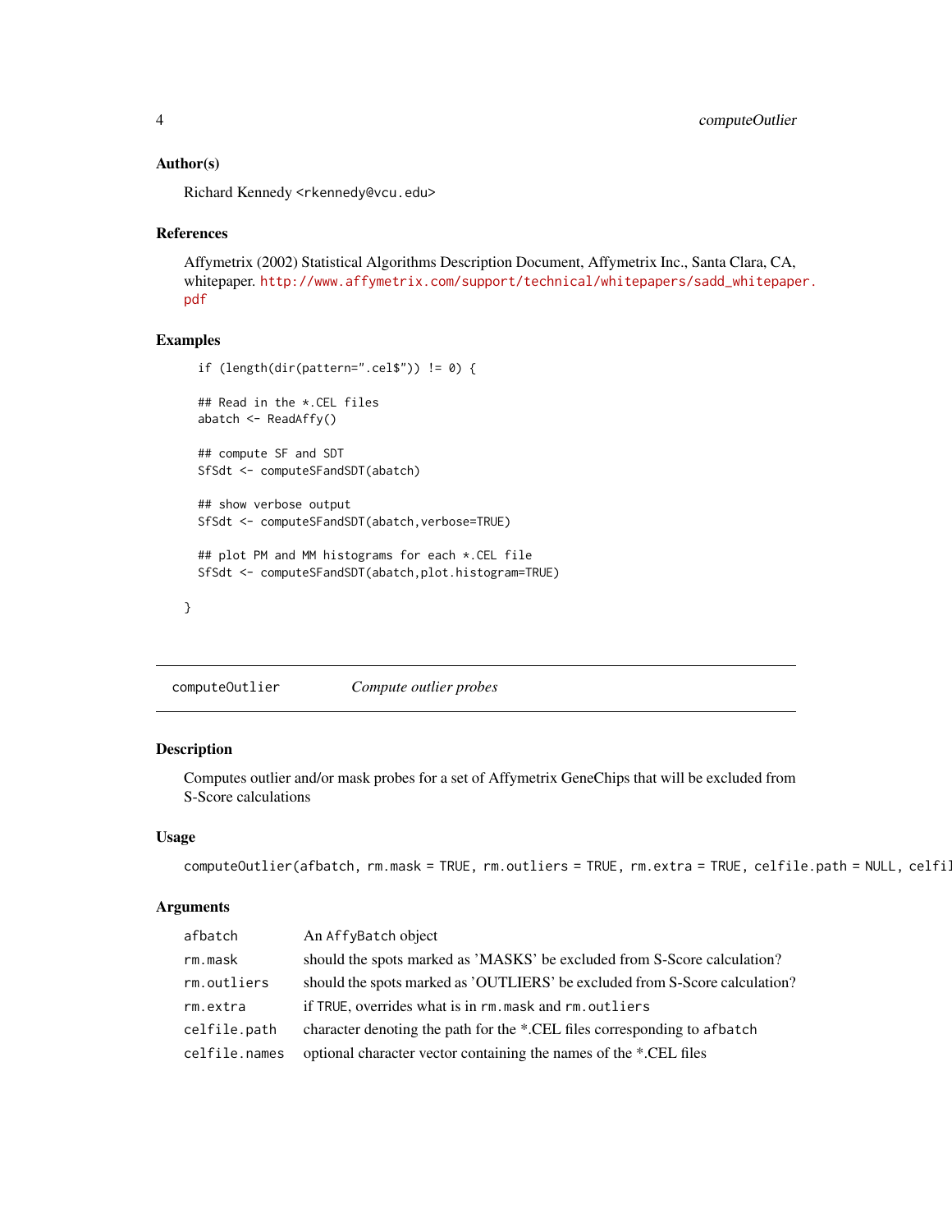### Author(s)

Richard Kennedy <rkennedy@vcu.edu>

### References

Affymetrix (2002) Statistical Algorithms Description Document, Affymetrix Inc., Santa Clara, CA, whitepaper. http://www.affymetrix.com/support/technical/whitepapers/sadd_whitepaper.pdf

### Examples

```
if (length(dir(pattern=".cel$")) != 0) {

## Read in the *.CEL files
abatch <- ReadAffy()

## compute SF and SDT
SfSdt <- computeSFandSDT(abatch)

## show verbose output
SfSdt <- computeSFandSDT(abatch,verbose=TRUE)

## plot PM and MM histograms for each *.CEL file
SfSdt <- computeSFandSDT(abatch,plot.histogram=TRUE)

}
```

---

## computeOutlier — *Compute outlier probes*

### Description

Computes outlier and/or mask probes for a set of Affymetrix GeneChips that will be excluded from S-Score calculations

### Usage

```
computeOutlier(afbatch, rm.mask = TRUE, rm.outliers = TRUE, rm.extra = TRUE, celfile.path = NULL, celfil
```

### Arguments

| | |
|---|---|
| afbatch | An AffyBatch object |
| rm.mask | should the spots marked as 'MASKS' be excluded from S-Score calculation? |
| rm.outliers | should the spots marked as 'OUTLIERS' be excluded from S-Score calculation? |
| rm.extra | if TRUE, overrides what is in rm.mask and rm.outliers |
| celfile.path | character denoting the path for the *.CEL files corresponding to afbatch |
| celfile.names | optional character vector containing the names of the *.CEL files |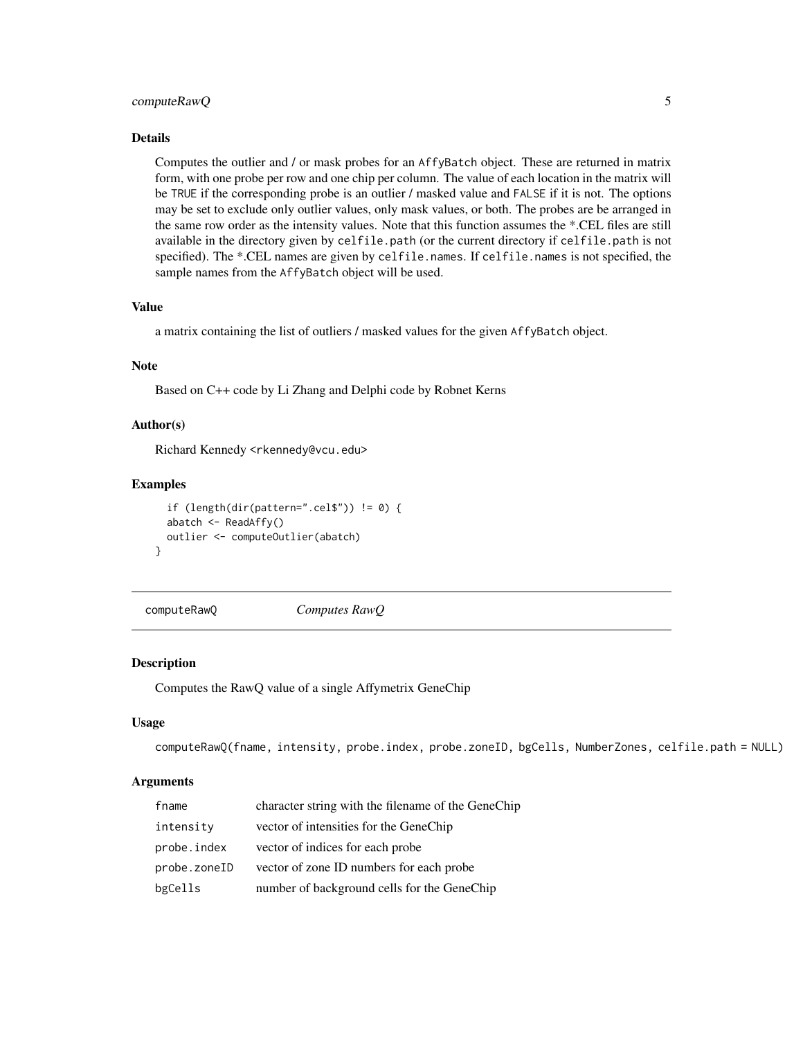### Details

Computes the outlier and / or mask probes for an AffyBatch object. These are returned in matrix form, with one probe per row and one chip per column. The value of each location in the matrix will be TRUE if the corresponding probe is an outlier / masked value and FALSE if it is not. The options may be set to exclude only outlier values, only mask values, or both. The probes are be arranged in the same row order as the intensity values. Note that this function assumes the *.CEL files are still available in the directory given by celfile.path (or the current directory if celfile.path is not specified). The *.CEL names are given by celfile.names. If celfile.names is not specified, the sample names from the AffyBatch object will be used.

### Value

a matrix containing the list of outliers / masked values for the given AffyBatch object.

### Note

Based on C++ code by Li Zhang and Delphi code by Robnet Kerns

### Author(s)

Richard Kennedy <rkennedy@vcu.edu>

### Examples

```
  if (length(dir(pattern=".cel$")) != 0) {
  abatch <- ReadAffy()
  outlier <- computeOutlier(abatch)
}
```

---

## computeRawQ *Computes RawQ*

### Description

Computes the RawQ value of a single Affymetrix GeneChip

### Usage

```
computeRawQ(fname, intensity, probe.index, probe.zoneID, bgCells, NumberZones, celfile.path = NULL)
```

### Arguments

| | |
|---|---|
| fname | character string with the filename of the GeneChip |
| intensity | vector of intensities for the GeneChip |
| probe.index | vector of indices for each probe |
| probe.zoneID | vector of zone ID numbers for each probe |
| bgCells | number of background cells for the GeneChip |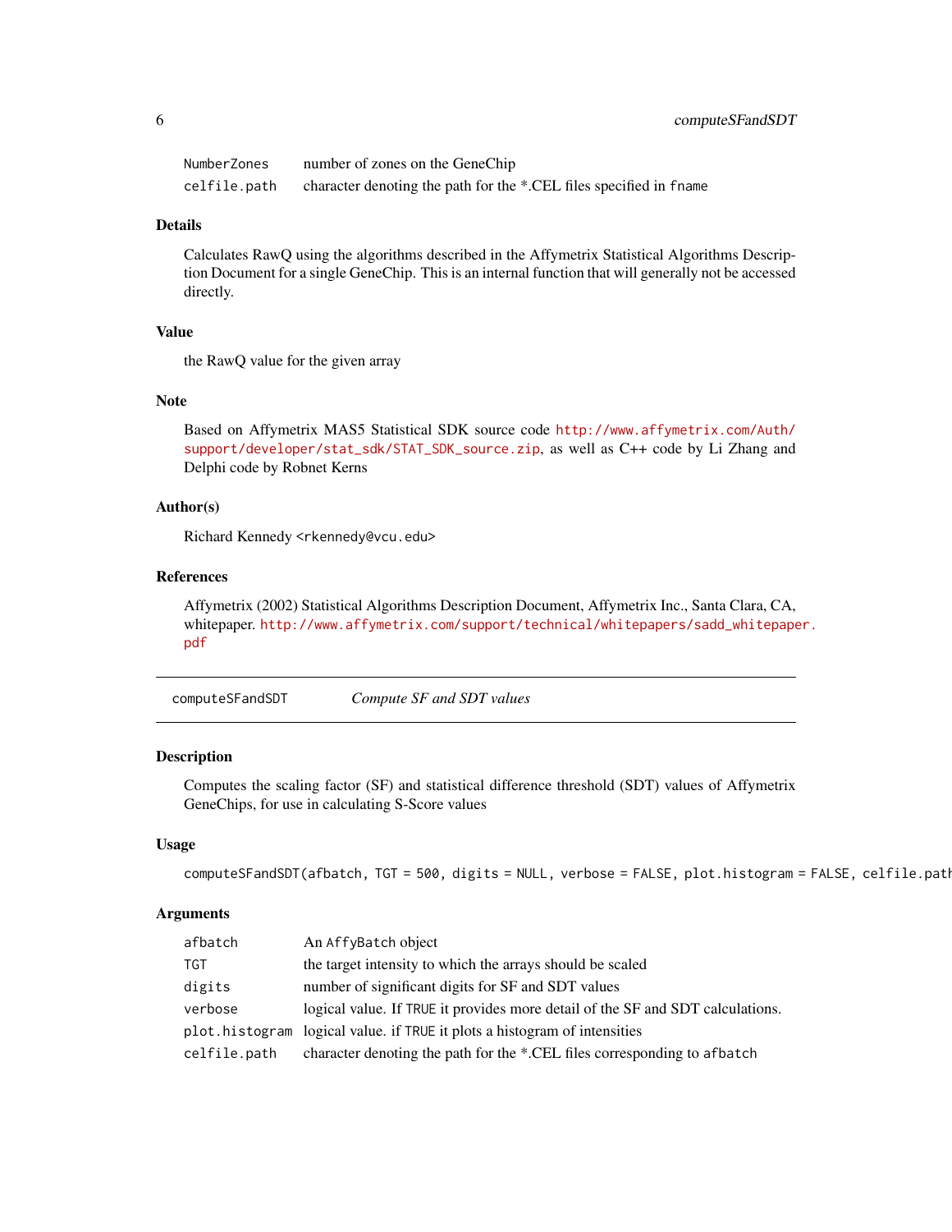| | |
|---|---|
| NumberZones | number of zones on the GeneChip |
| celfile.path | character denoting the path for the *.CEL files specified in fname |

### Details

Calculates RawQ using the algorithms described in the Affymetrix Statistical Algorithms Description Document for a single GeneChip. This is an internal function that will generally not be accessed directly.

### Value

the RawQ value for the given array

### Note

Based on Affymetrix MAS5 Statistical SDK source code http://www.affymetrix.com/Auth/support/developer/stat_sdk/STAT_SDK_source.zip, as well as C++ code by Li Zhang and Delphi code by Robnet Kerns

### Author(s)

Richard Kennedy <rkennedy@vcu.edu>

### References

Affymetrix (2002) Statistical Algorithms Description Document, Affymetrix Inc., Santa Clara, CA, whitepaper. http://www.affymetrix.com/support/technical/whitepapers/sadd_whitepaper.pdf

---

## computeSFandSDT *Compute SF and SDT values*

### Description

Computes the scaling factor (SF) and statistical difference threshold (SDT) values of Affymetrix GeneChips, for use in calculating S-Score values

### Usage

```
computeSFandSDT(afbatch, TGT = 500, digits = NULL, verbose = FALSE, plot.histogram = FALSE, celfile.path
```

### Arguments

| | |
|---|---|
| afbatch | An AffyBatch object |
| TGT | the target intensity to which the arrays should be scaled |
| digits | number of significant digits for SF and SDT values |
| verbose | logical value. If TRUE it provides more detail of the SF and SDT calculations. |
| plot.histogram | logical value. if TRUE it plots a histogram of intensities |
| celfile.path | character denoting the path for the *.CEL files corresponding to afbatch |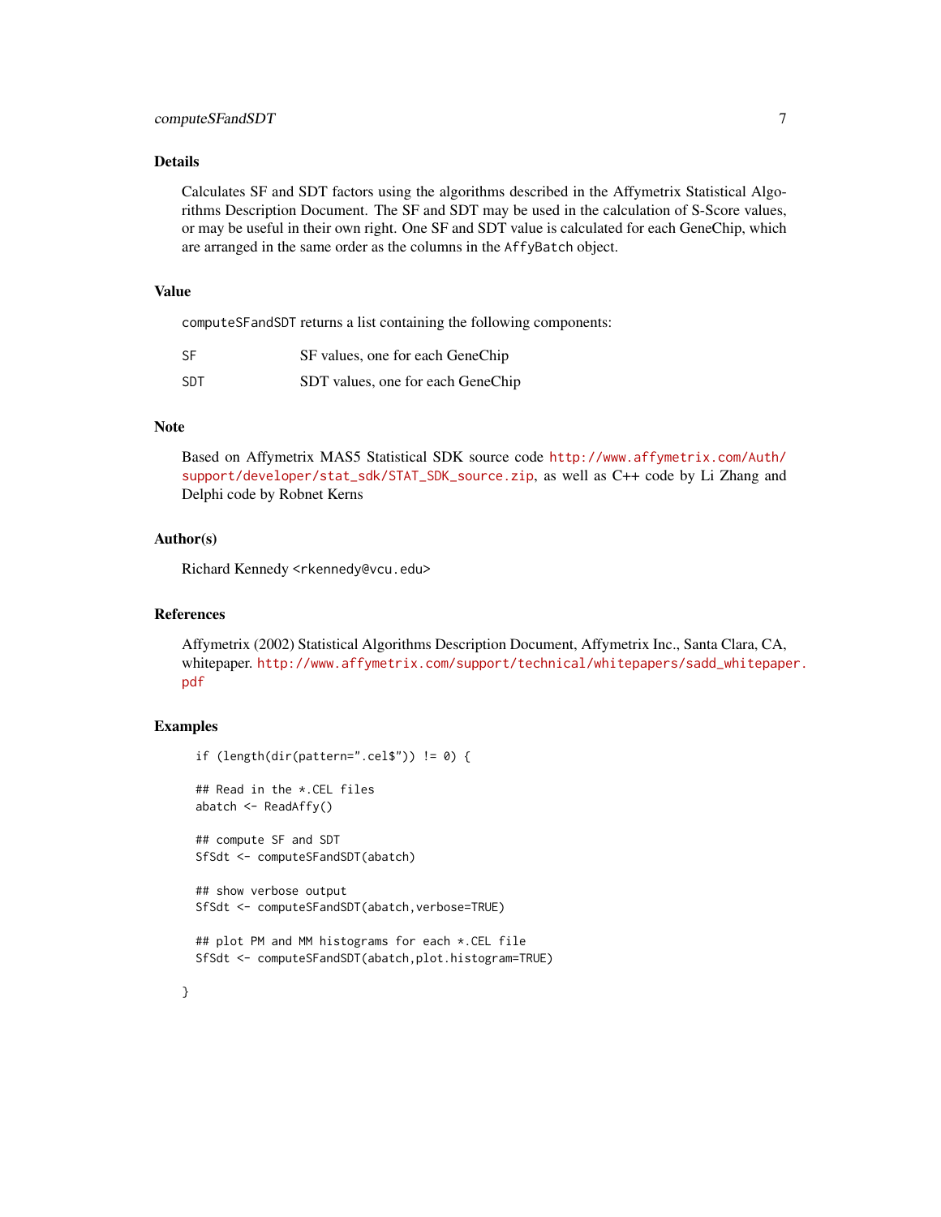## Details

Calculates SF and SDT factors using the algorithms described in the Affymetrix Statistical Algorithms Description Document. The SF and SDT may be used in the calculation of S-Score values, or may be useful in their own right. One SF and SDT value is calculated for each GeneChip, which are arranged in the same order as the columns in the `AffyBatch` object.

## Value

`computeSFandSDT` returns a list containing the following components:

| | |
|---|---|
| SF | SF values, one for each GeneChip |
| SDT | SDT values, one for each GeneChip |

## Note

Based on Affymetrix MAS5 Statistical SDK source code http://www.affymetrix.com/Auth/support/developer/stat_sdk/STAT_SDK_source.zip, as well as C++ code by Li Zhang and Delphi code by Robnet Kerns

## Author(s)

Richard Kennedy <rkennedy@vcu.edu>

## References

Affymetrix (2002) Statistical Algorithms Description Document, Affymetrix Inc., Santa Clara, CA, whitepaper. http://www.affymetrix.com/support/technical/whitepapers/sadd_whitepaper.pdf

## Examples

```
if (length(dir(pattern=".cel$")) != 0) {

## Read in the *.CEL files
abatch <- ReadAffy()

## compute SF and SDT
SfSdt <- computeSFandSDT(abatch)

## show verbose output
SfSdt <- computeSFandSDT(abatch,verbose=TRUE)

## plot PM and MM histograms for each *.CEL file
SfSdt <- computeSFandSDT(abatch,plot.histogram=TRUE)

}
```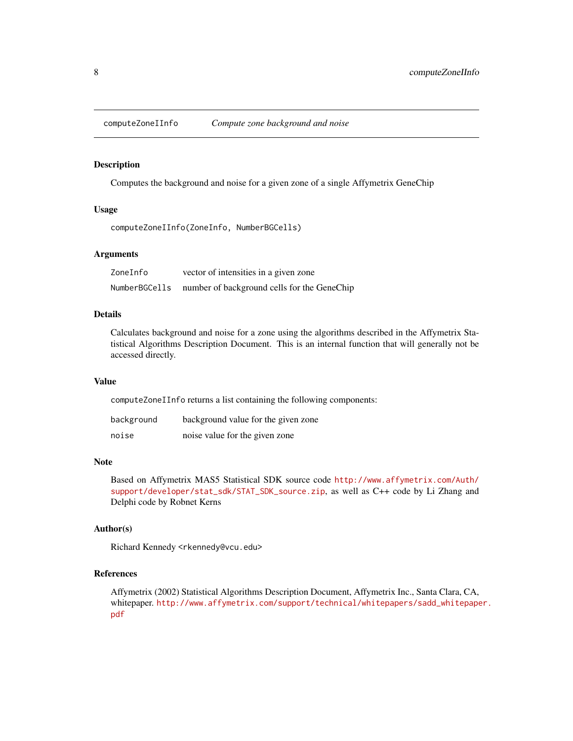## computeZoneIInfo — *Compute zone background and noise*

### Description

Computes the background and noise for a given zone of a single Affymetrix GeneChip

### Usage

```
computeZoneIInfo(ZoneInfo, NumberBGCells)
```

### Arguments

| | |
|---|---|
| `ZoneInfo` | vector of intensities in a given zone |
| `NumberBGCells` | number of background cells for the GeneChip |

### Details

Calculates background and noise for a zone using the algorithms described in the Affymetrix Statistical Algorithms Description Document. This is an internal function that will generally not be accessed directly.

### Value

`computeZoneIInfo` returns a list containing the following components:

| | |
|---|---|
| `background` | background value for the given zone |
| `noise` | noise value for the given zone |

### Note

Based on Affymetrix MAS5 Statistical SDK source code http://www.affymetrix.com/Auth/support/developer/stat_sdk/STAT_SDK_source.zip, as well as C++ code by Li Zhang and Delphi code by Robnet Kerns

### Author(s)

Richard Kennedy <rkennedy@vcu.edu>

### References

Affymetrix (2002) Statistical Algorithms Description Document, Affymetrix Inc., Santa Clara, CA, whitepaper. http://www.affymetrix.com/support/technical/whitepapers/sadd_whitepaper.pdf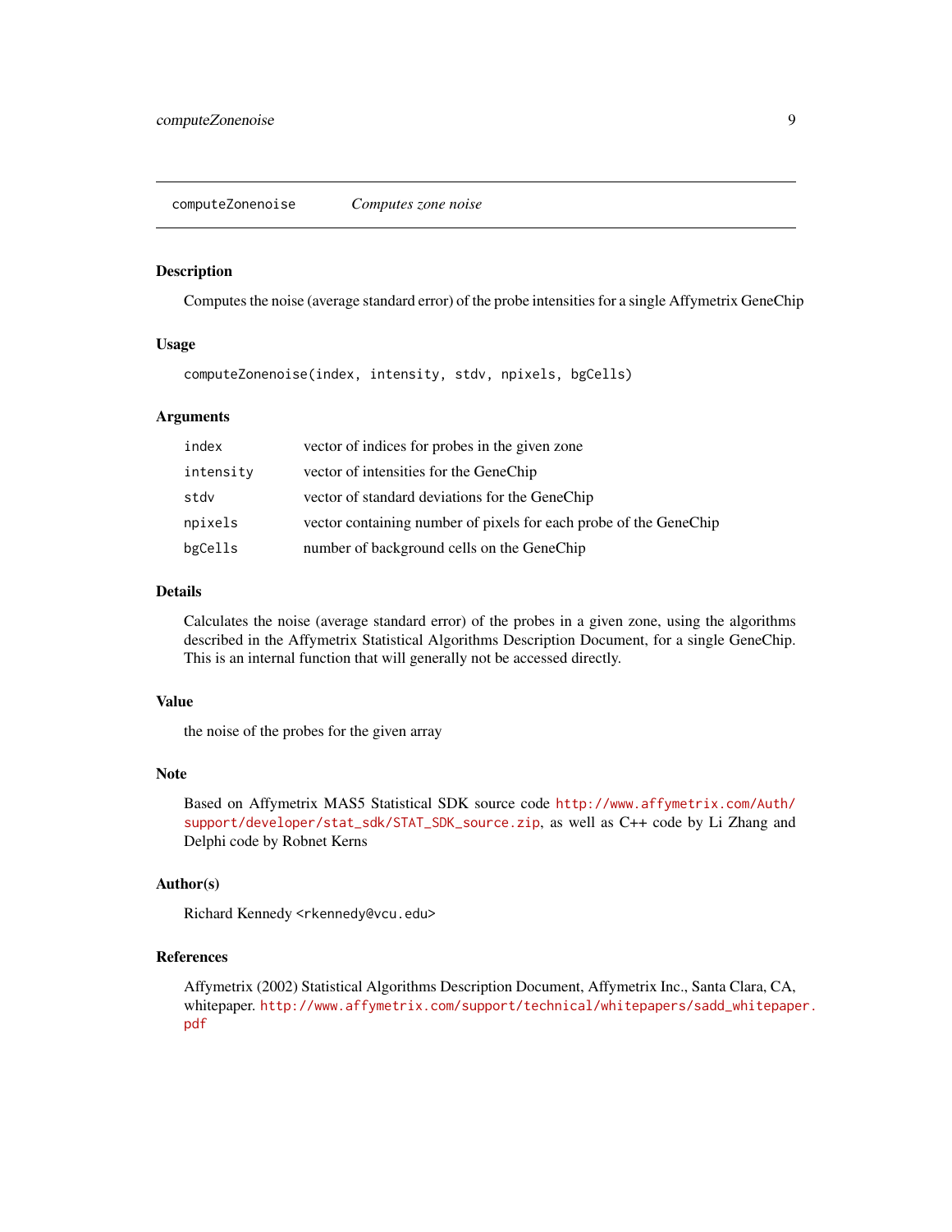# computeZonenoise — *Computes zone noise*

## Description

Computes the noise (average standard error) of the probe intensities for a single Affymetrix GeneChip

## Usage

```
computeZonenoise(index, intensity, stdv, npixels, bgCells)
```

## Arguments

| | |
|---|---|
| `index` | vector of indices for probes in the given zone |
| `intensity` | vector of intensities for the GeneChip |
| `stdv` | vector of standard deviations for the GeneChip |
| `npixels` | vector containing number of pixels for each probe of the GeneChip |
| `bgCells` | number of background cells on the GeneChip |

## Details

Calculates the noise (average standard error) of the probes in a given zone, using the algorithms described in the Affymetrix Statistical Algorithms Description Document, for a single GeneChip. This is an internal function that will generally not be accessed directly.

## Value

the noise of the probes for the given array

## Note

Based on Affymetrix MAS5 Statistical SDK source code http://www.affymetrix.com/Auth/support/developer/stat_sdk/STAT_SDK_source.zip, as well as C++ code by Li Zhang and Delphi code by Robnet Kerns

## Author(s)

Richard Kennedy <rkennedy@vcu.edu>

## References

Affymetrix (2002) Statistical Algorithms Description Document, Affymetrix Inc., Santa Clara, CA, whitepaper. http://www.affymetrix.com/support/technical/whitepapers/sadd_whitepaper.pdf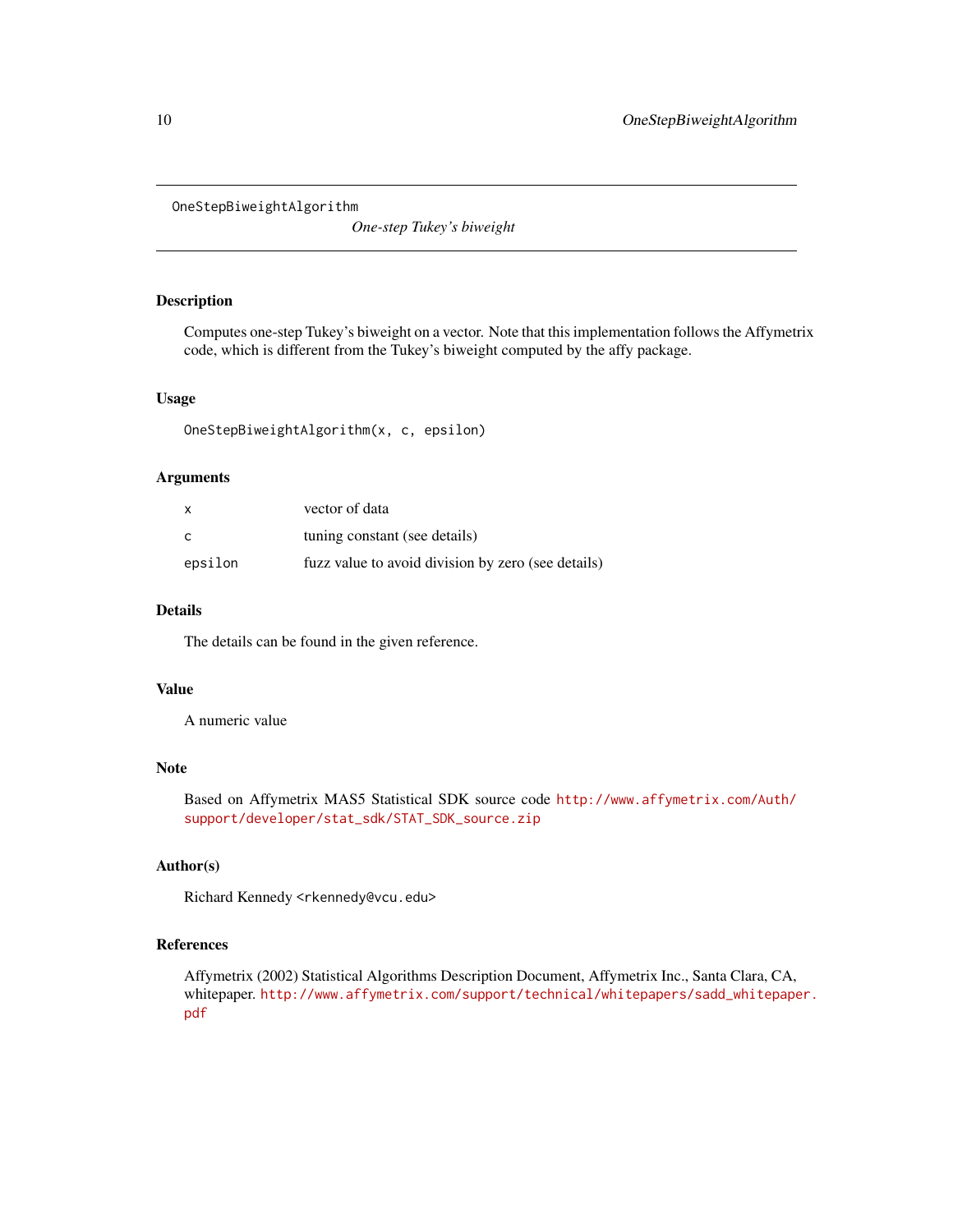OneStepBiweightAlgorithm    *One-step Tukey's biweight*

## Description

Computes one-step Tukey's biweight on a vector. Note that this implementation follows the Affymetrix code, which is different from the Tukey's biweight computed by the affy package.

## Usage

```
OneStepBiweightAlgorithm(x, c, epsilon)
```

## Arguments

| | |
|---|---|
| `x` | vector of data |
| `c` | tuning constant (see details) |
| `epsilon` | fuzz value to avoid division by zero (see details) |

## Details

The details can be found in the given reference.

## Value

A numeric value

## Note

Based on Affymetrix MAS5 Statistical SDK source code http://www.affymetrix.com/Auth/support/developer/stat_sdk/STAT_SDK_source.zip

## Author(s)

Richard Kennedy <rkennedy@vcu.edu>

## References

Affymetrix (2002) Statistical Algorithms Description Document, Affymetrix Inc., Santa Clara, CA, whitepaper. http://www.affymetrix.com/support/technical/whitepapers/sadd_whitepaper.pdf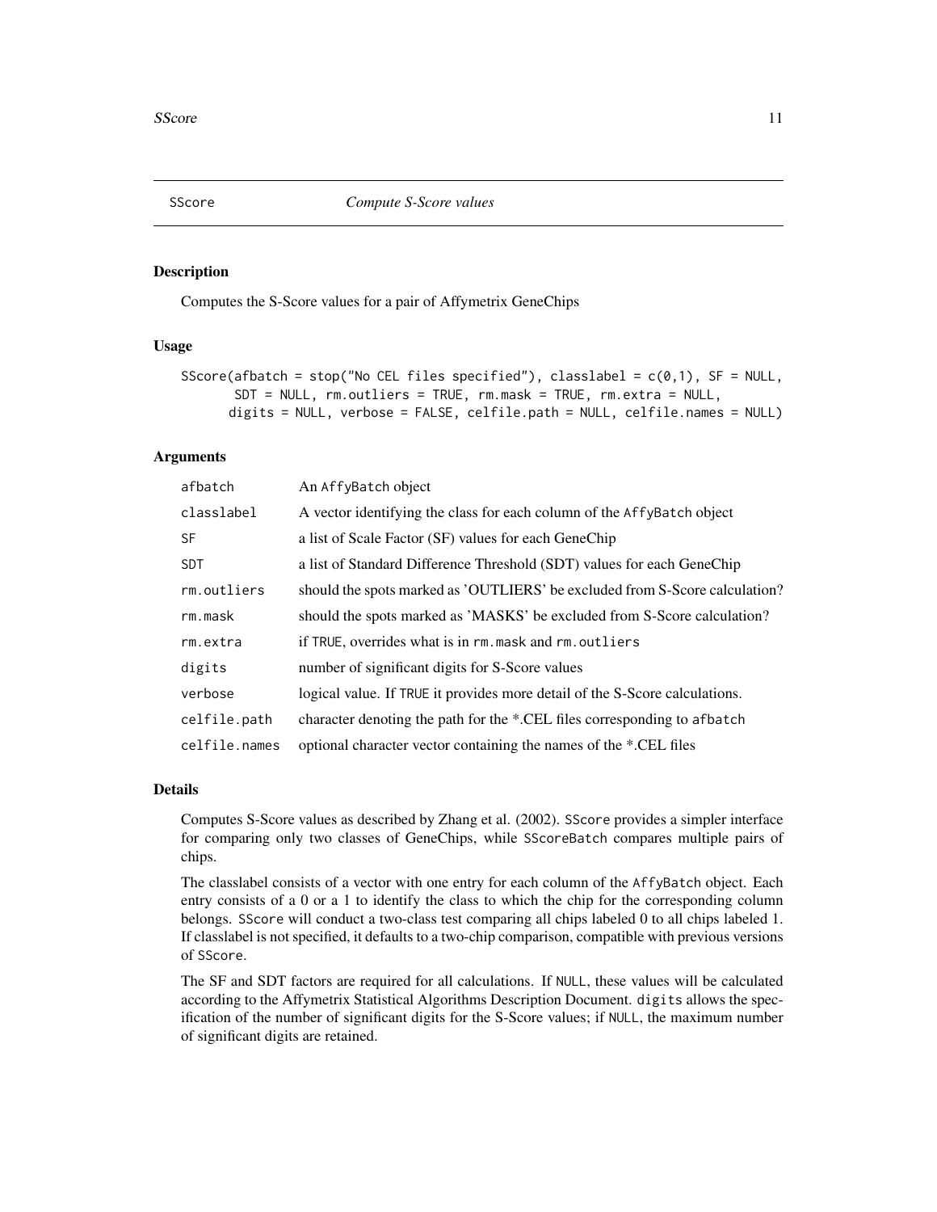# SScore    *Compute S-Score values*

## Description

Computes the S-Score values for a pair of Affymetrix GeneChips

## Usage

```
SScore(afbatch = stop("No CEL files specified"), classlabel = c(0,1), SF = NULL,
       SDT = NULL, rm.outliers = TRUE, rm.mask = TRUE, rm.extra = NULL,
      digits = NULL, verbose = FALSE, celfile.path = NULL, celfile.names = NULL)
```

## Arguments

| | |
|---|---|
| afbatch | An AffyBatch object |
| classlabel | A vector identifying the class for each column of the AffyBatch object |
| SF | a list of Scale Factor (SF) values for each GeneChip |
| SDT | a list of Standard Difference Threshold (SDT) values for each GeneChip |
| rm.outliers | should the spots marked as 'OUTLIERS' be excluded from S-Score calculation? |
| rm.mask | should the spots marked as 'MASKS' be excluded from S-Score calculation? |
| rm.extra | if TRUE, overrides what is in rm.mask and rm.outliers |
| digits | number of significant digits for S-Score values |
| verbose | logical value. If TRUE it provides more detail of the S-Score calculations. |
| celfile.path | character denoting the path for the *.CEL files corresponding to afbatch |
| celfile.names | optional character vector containing the names of the *.CEL files |

## Details

Computes S-Score values as described by Zhang et al. (2002). SScore provides a simpler interface for comparing only two classes of GeneChips, while SScoreBatch compares multiple pairs of chips.

The classlabel consists of a vector with one entry for each column of the AffyBatch object. Each entry consists of a 0 or a 1 to identify the class to which the chip for the corresponding column belongs. SScore will conduct a two-class test comparing all chips labeled 0 to all chips labeled 1. If classlabel is not specified, it defaults to a two-chip comparison, compatible with previous versions of SScore.

The SF and SDT factors are required for all calculations. If NULL, these values will be calculated according to the Affymetrix Statistical Algorithms Description Document. digits allows the specification of the number of significant digits for the S-Score values; if NULL, the maximum number of significant digits are retained.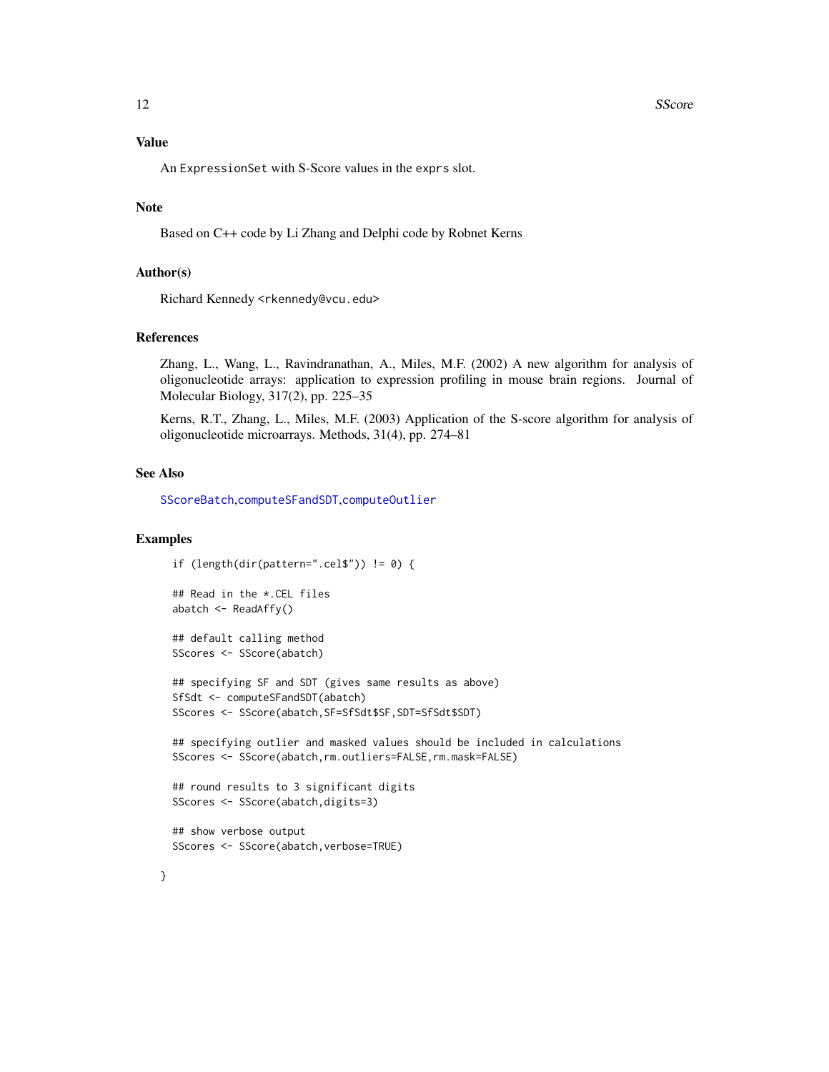### Value

An `ExpressionSet` with S-Score values in the `exprs` slot.

### Note

Based on C++ code by Li Zhang and Delphi code by Robnet Kerns

### Author(s)

Richard Kennedy <rkennedy@vcu.edu>

### References

Zhang, L., Wang, L., Ravindranathan, A., Miles, M.F. (2002) A new algorithm for analysis of oligonucleotide arrays: application to expression profiling in mouse brain regions. Journal of Molecular Biology, 317(2), pp. 225–35

Kerns, R.T., Zhang, L., Miles, M.F. (2003) Application of the S-score algorithm for analysis of oligonucleotide microarrays. Methods, 31(4), pp. 274–81

### See Also

SScoreBatch, computeSFandSDT, computeOutlier

### Examples

```
  if (length(dir(pattern=".cel$")) != 0) {

  ## Read in the *.CEL files
  abatch <- ReadAffy()

  ## default calling method
  SScores <- SScore(abatch)

  ## specifying SF and SDT (gives same results as above)
  SfSdt <- computeSFandSDT(abatch)
  SScores <- SScore(abatch,SF=SfSdt$SF,SDT=SfSdt$SDT)

  ## specifying outlier and masked values should be included in calculations
  SScores <- SScore(abatch,rm.outliers=FALSE,rm.mask=FALSE)

  ## round results to 3 significant digits
  SScores <- SScore(abatch,digits=3)

  ## show verbose output
  SScores <- SScore(abatch,verbose=TRUE)

}
```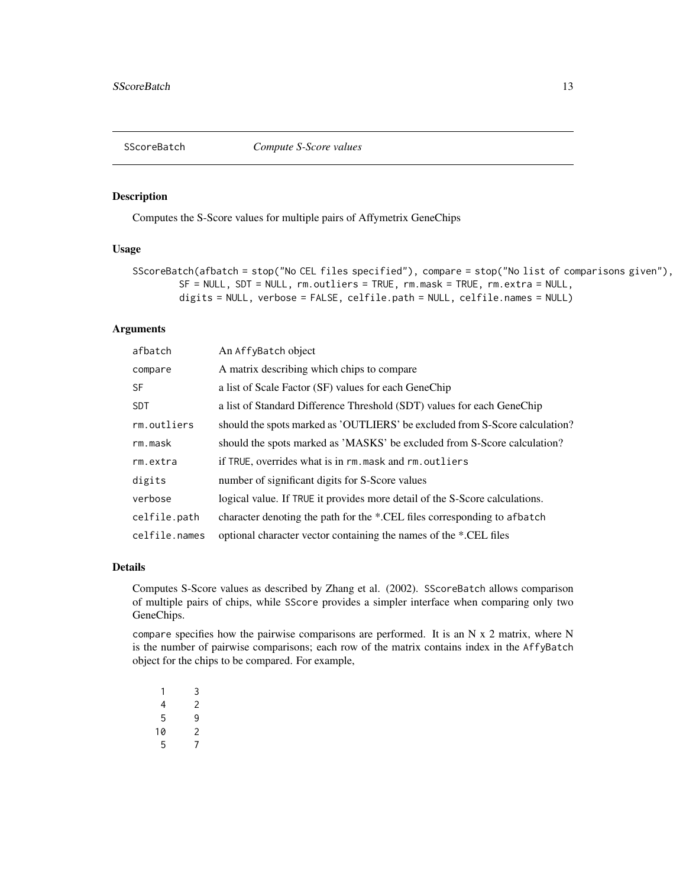## SScoreBatch — *Compute S-Score values*

### Description

Computes the S-Score values for multiple pairs of Affymetrix GeneChips

### Usage

```
SScoreBatch(afbatch = stop("No CEL files specified"), compare = stop("No list of comparisons given"),
        SF = NULL, SDT = NULL, rm.outliers = TRUE, rm.mask = TRUE, rm.extra = NULL,
        digits = NULL, verbose = FALSE, celfile.path = NULL, celfile.names = NULL)
```

### Arguments

| | |
|---|---|
| `afbatch` | An `AffyBatch` object |
| `compare` | A matrix describing which chips to compare |
| `SF` | a list of Scale Factor (SF) values for each GeneChip |
| `SDT` | a list of Standard Difference Threshold (SDT) values for each GeneChip |
| `rm.outliers` | should the spots marked as 'OUTLIERS' be excluded from S-Score calculation? |
| `rm.mask` | should the spots marked as 'MASKS' be excluded from S-Score calculation? |
| `rm.extra` | if `TRUE`, overrides what is in `rm.mask` and `rm.outliers` |
| `digits` | number of significant digits for S-Score values |
| `verbose` | logical value. If `TRUE` it provides more detail of the S-Score calculations. |
| `celfile.path` | character denoting the path for the *.CEL files corresponding to `afbatch` |
| `celfile.names` | optional character vector containing the names of the *.CEL files |

### Details

Computes S-Score values as described by Zhang et al. (2002). `SScoreBatch` allows comparison of multiple pairs of chips, while `SScore` provides a simpler interface when comparing only two GeneChips.

`compare` specifies how the pairwise comparisons are performed. It is an N x 2 matrix, where N is the number of pairwise comparisons; each row of the matrix contains index in the `AffyBatch` object for the chips to be compared. For example,

```
 1    3
 4    2
 5    9
10    2
 5    7
```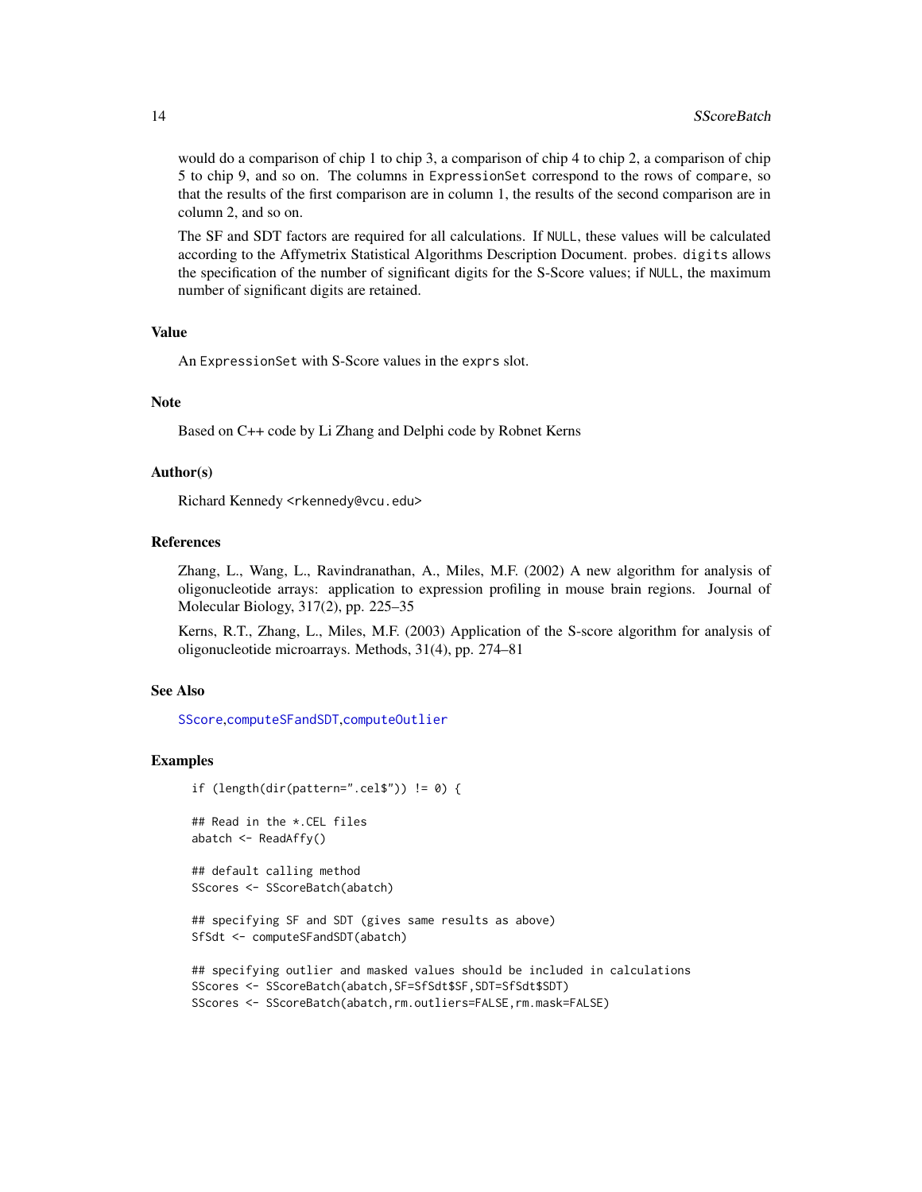would do a comparison of chip 1 to chip 3, a comparison of chip 4 to chip 2, a comparison of chip 5 to chip 9, and so on. The columns in `ExpressionSet` correspond to the rows of `compare`, so that the results of the first comparison are in column 1, the results of the second comparison are in column 2, and so on.

The SF and SDT factors are required for all calculations. If `NULL`, these values will be calculated according to the Affymetrix Statistical Algorithms Description Document. probes. `digits` allows the specification of the number of significant digits for the S-Score values; if `NULL`, the maximum number of significant digits are retained.

## Value

An `ExpressionSet` with S-Score values in the `exprs` slot.

## Note

Based on C++ code by Li Zhang and Delphi code by Robnet Kerns

## Author(s)

Richard Kennedy <rkennedy@vcu.edu>

## References

Zhang, L., Wang, L., Ravindranathan, A., Miles, M.F. (2002) A new algorithm for analysis of oligonucleotide arrays: application to expression profiling in mouse brain regions. Journal of Molecular Biology, 317(2), pp. 225–35

Kerns, R.T., Zhang, L., Miles, M.F. (2003) Application of the S-score algorithm for analysis of oligonucleotide microarrays. Methods, 31(4), pp. 274–81

## See Also

`SScore`,`computeSFandSDT`,`computeOutlier`

## Examples

```
if (length(dir(pattern=".cel$")) != 0) {

## Read in the *.CEL files
abatch <- ReadAffy()

## default calling method
SScores <- SScoreBatch(abatch)

## specifying SF and SDT (gives same results as above)
SfSdt <- computeSFandSDT(abatch)

## specifying outlier and masked values should be included in calculations
SScores <- SScoreBatch(abatch,SF=SfSdt$SF,SDT=SfSdt$SDT)
SScores <- SScoreBatch(abatch,rm.outliers=FALSE,rm.mask=FALSE)
```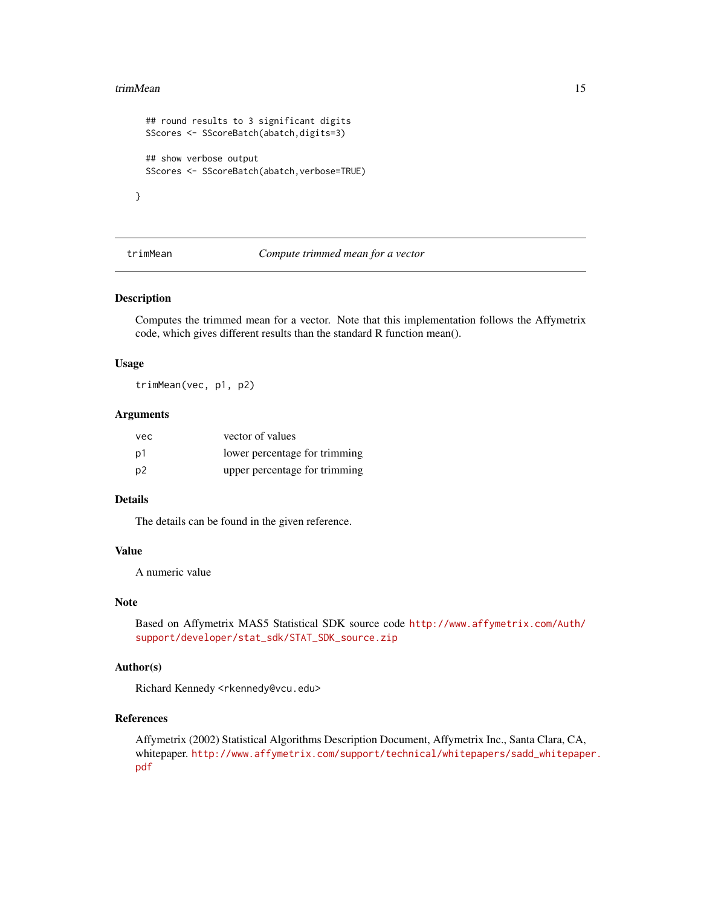```
  ## round results to 3 significant digits
  SScores <- SScoreBatch(abatch,digits=3)

  ## show verbose output
  SScores <- SScoreBatch(abatch,verbose=TRUE)

}
```

---

## trimMean — *Compute trimmed mean for a vector*

### Description

Computes the trimmed mean for a vector. Note that this implementation follows the Affymetrix code, which gives different results than the standard R function mean().

### Usage

```
trimMean(vec, p1, p2)
```

### Arguments

| | |
|---|---|
| vec | vector of values |
| p1 | lower percentage for trimming |
| p2 | upper percentage for trimming |

### Details

The details can be found in the given reference.

### Value

A numeric value

### Note

Based on Affymetrix MAS5 Statistical SDK source code http://www.affymetrix.com/Auth/support/developer/stat_sdk/STAT_SDK_source.zip

### Author(s)

Richard Kennedy <rkennedy@vcu.edu>

### References

Affymetrix (2002) Statistical Algorithms Description Document, Affymetrix Inc., Santa Clara, CA, whitepaper. http://www.affymetrix.com/support/technical/whitepapers/sadd_whitepaper.pdf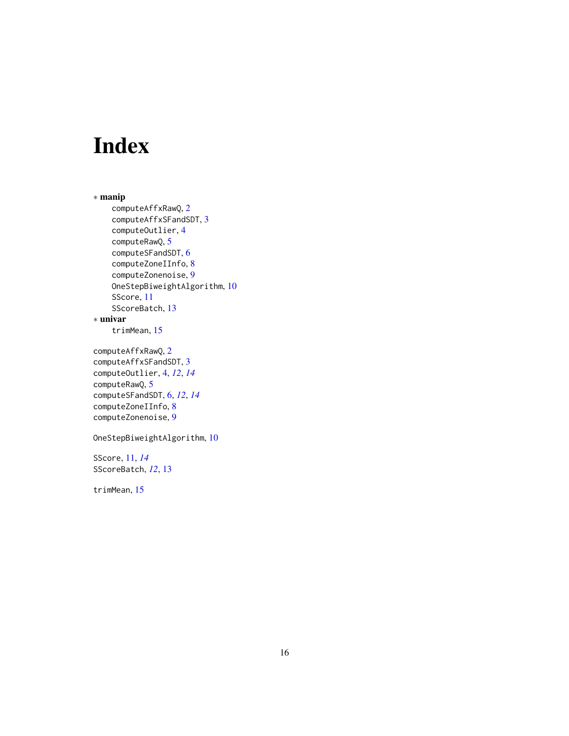# Index

* **manip**
    - computeAffxRawQ, 2
    - computeAffxSFandSDT, 3
    - computeOutlier, 4
    - computeRawQ, 5
    - computeSFandSDT, 6
    - computeZoneIInfo, 8
    - computeZonenoise, 9
    - OneStepBiweightAlgorithm, 10
    - SScore, 11
    - SScoreBatch, 13
* **univar**
    - trimMean, 15

computeAffxRawQ, 2
computeAffxSFandSDT, 3
computeOutlier, 4, *12*, *14*
computeRawQ, 5
computeSFandSDT, 6, *12*, *14*
computeZoneIInfo, 8
computeZonenoise, 9

OneStepBiweightAlgorithm, 10

SScore, 11, *14*
SScoreBatch, *12*, 13

trimMean, 15